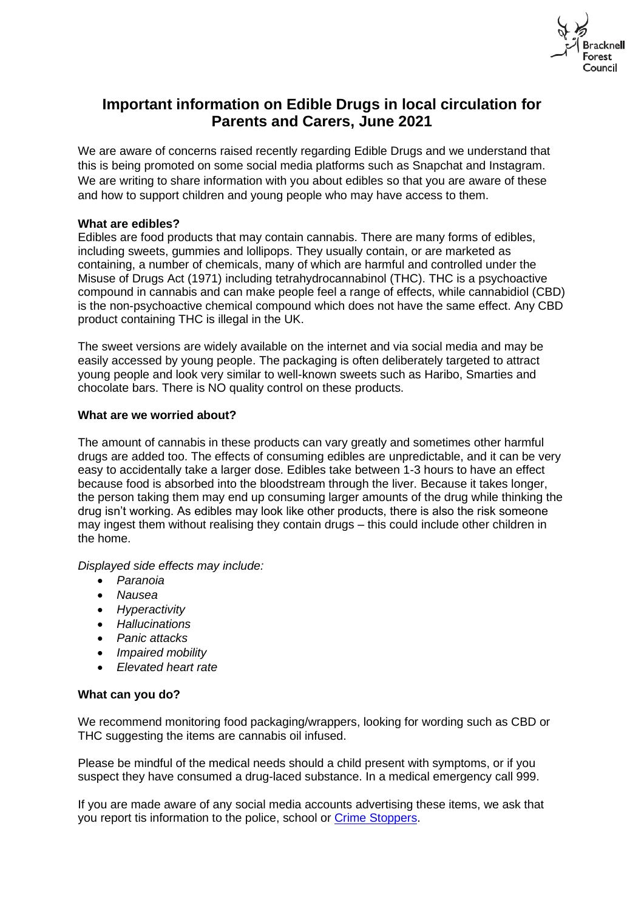# Important information on Edible Drugs in local circulation for Parents and Carers, June 2021

We are aware of concerns raised recently regarding Edible Drugs and we understand that this is being promoted on some social media platforms such as Snapchat and Instagram. We are writing to share information with you about edibles so that you are aware of these and how to support children and young people who may have access to them.

**What are edibles?**
Edibles are food products that may contain cannabis. There are many forms of edibles, including sweets, gummies and lollipops. They usually contain, or are marketed as containing, a number of chemicals, many of which are harmful and controlled under the Misuse of Drugs Act (1971) including tetrahydrocannabinol (THC). THC is a psychoactive compound in cannabis and can make people feel a range of effects, while cannabidiol (CBD) is the non-psychoactive chemical compound which does not have the same effect. Any CBD product containing THC is illegal in the UK.

The sweet versions are widely available on the internet and via social media and may be easily accessed by young people. The packaging is often deliberately targeted to attract young people and look very similar to well-known sweets such as Haribo, Smarties and chocolate bars. There is NO quality control on these products.

**What are we worried about?**

The amount of cannabis in these products can vary greatly and sometimes other harmful drugs are added too. The effects of consuming edibles are unpredictable, and it can be very easy to accidentally take a larger dose. Edibles take between 1-3 hours to have an effect because food is absorbed into the bloodstream through the liver. Because it takes longer, the person taking them may end up consuming larger amounts of the drug while thinking the drug isn't working. As edibles may look like other products, there is also the risk someone may ingest them without realising they contain drugs – this could include other children in the home.

*Displayed side effects may include:*

- *Paranoia*
- *Nausea*
- *Hyperactivity*
- *Hallucinations*
- *Panic attacks*
- *Impaired mobility*
- *Elevated heart rate*

**What can you do?**

We recommend monitoring food packaging/wrappers, looking for wording such as CBD or THC suggesting the items are cannabis oil infused.

Please be mindful of the medical needs should a child present with symptoms, or if you suspect they have consumed a drug-laced substance. In a medical emergency call 999.

If you are made aware of any social media accounts advertising these items, we ask that you report tis information to the police, school or Crime Stoppers.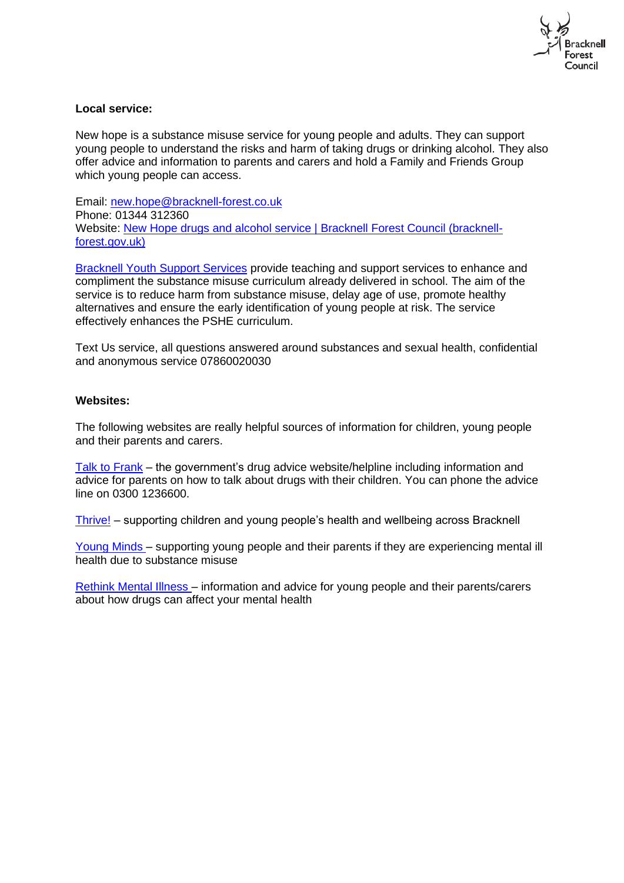**Local service:**

New hope is a substance misuse service for young people and adults. They can support young people to understand the risks and harm of taking drugs or drinking alcohol. They also offer advice and information to parents and carers and hold a Family and Friends Group which young people can access.

Email: new.hope@bracknell-forest.co.uk
Phone: 01344 312360
Website: New Hope drugs and alcohol service | Bracknell Forest Council (bracknell-forest.gov.uk)

Bracknell Youth Support Services provide teaching and support services to enhance and compliment the substance misuse curriculum already delivered in school. The aim of the service is to reduce harm from substance misuse, delay age of use, promote healthy alternatives and ensure the early identification of young people at risk. The service effectively enhances the PSHE curriculum.

Text Us service, all questions answered around substances and sexual health, confidential and anonymous service 07860020030

**Websites:**

The following websites are really helpful sources of information for children, young people and their parents and carers.

Talk to Frank – the government's drug advice website/helpline including information and advice for parents on how to talk about drugs with their children. You can phone the advice line on 0300 1236600.

Thrive! – supporting children and young people's health and wellbeing across Bracknell

Young Minds – supporting young people and their parents if they are experiencing mental ill health due to substance misuse

Rethink Mental Illness – information and advice for young people and their parents/carers about how drugs can affect your mental health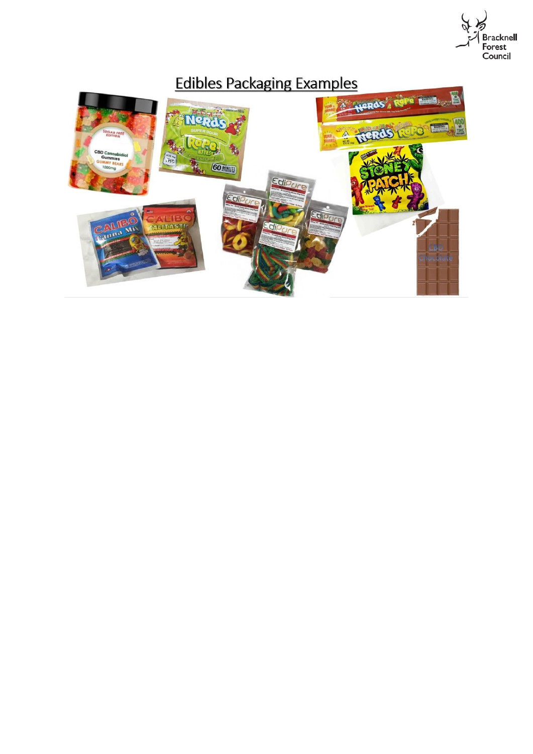# Edibles Packaging Examples